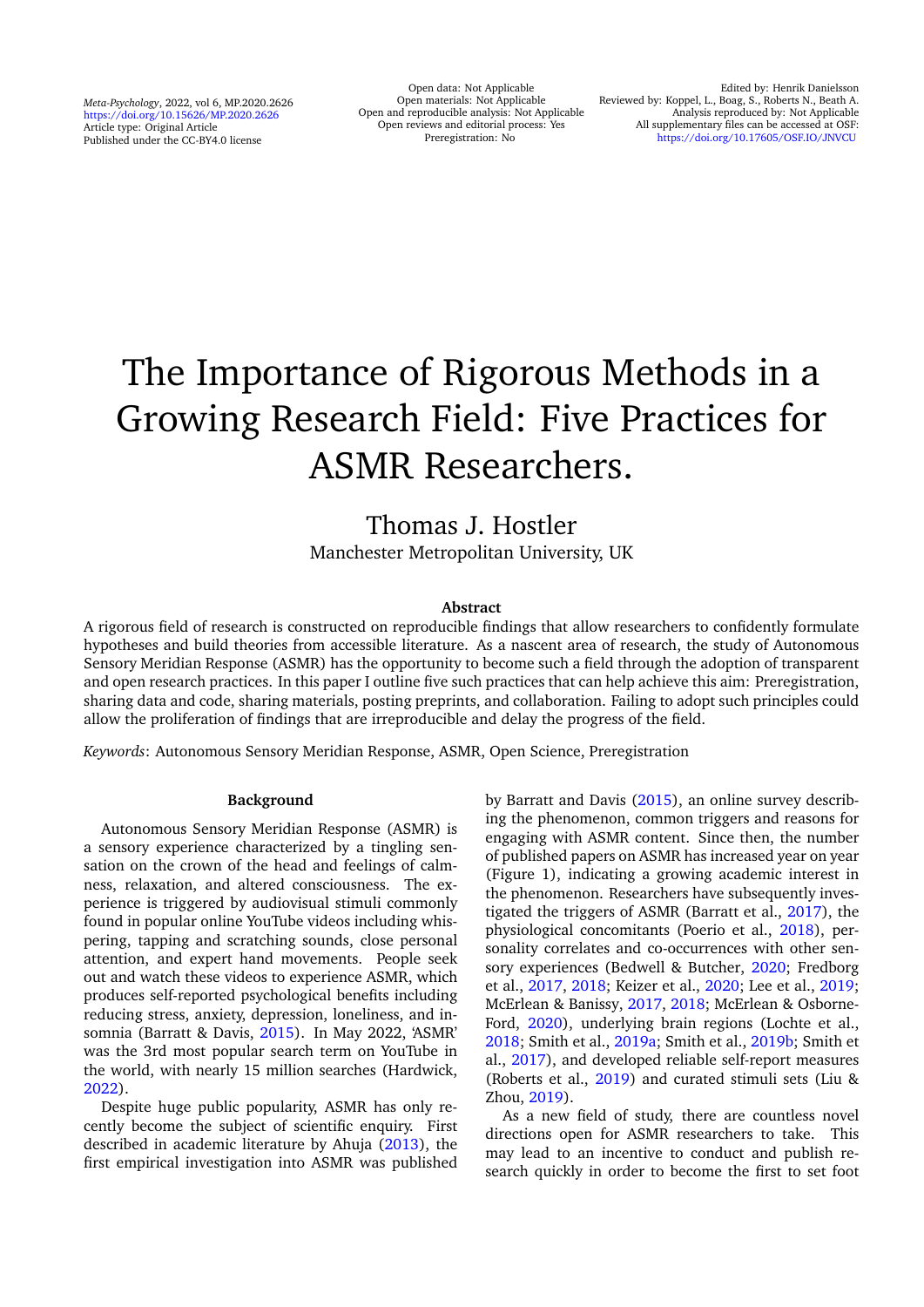*Meta-Psychology*, 2022, vol 6, MP.2020.2626
https://doi.org/10.15626/MP.2020.2626
Article type: Original Article
Published under the CC-BY4.0 license

Open data: Not Applicable
Open materials: Not Applicable
Open and reproducible analysis: Not Applicable
Open reviews and editorial process: Yes
Preregistration: No

Edited by: Henrik Danielsson
Reviewed by: Koppel, L., Boag, S., Roberts N., Beath A.
Analysis reproduced by: Not Applicable
All supplementary files can be accessed at OSF:
https://doi.org/10.17605/OSF.IO/JNVCU

# The Importance of Rigorous Methods in a Growing Research Field: Five Practices for ASMR Researchers.

Thomas J. Hostler
Manchester Metropolitan University, UK

### Abstract

A rigorous field of research is constructed on reproducible findings that allow researchers to confidently formulate hypotheses and build theories from accessible literature. As a nascent area of research, the study of Autonomous Sensory Meridian Response (ASMR) has the opportunity to become such a field through the adoption of transparent and open research practices. In this paper I outline five such practices that can help achieve this aim: Preregistration, sharing data and code, sharing materials, posting preprints, and collaboration. Failing to adopt such principles could allow the proliferation of findings that are irreproducible and delay the progress of the field.

*Keywords*: Autonomous Sensory Meridian Response, ASMR, Open Science, Preregistration

## Background

Autonomous Sensory Meridian Response (ASMR) is a sensory experience characterized by a tingling sensation on the crown of the head and feelings of calmness, relaxation, and altered consciousness. The experience is triggered by audiovisual stimuli commonly found in popular online YouTube videos including whispering, tapping and scratching sounds, close personal attention, and expert hand movements. People seek out and watch these videos to experience ASMR, which produces self-reported psychological benefits including reducing stress, anxiety, depression, loneliness, and insomnia (Barratt & Davis, 2015). In May 2022, 'ASMR' was the 3rd most popular search term on YouTube in the world, with nearly 15 million searches (Hardwick, 2022).

Despite huge public popularity, ASMR has only recently become the subject of scientific enquiry. First described in academic literature by Ahuja (2013), the first empirical investigation into ASMR was published by Barratt and Davis (2015), an online survey describing the phenomenon, common triggers and reasons for engaging with ASMR content. Since then, the number of published papers on ASMR has increased year on year (Figure 1), indicating a growing academic interest in the phenomenon. Researchers have subsequently investigated the triggers of ASMR (Barratt et al., 2017), the physiological concomitants (Poerio et al., 2018), personality correlates and co-occurrences with other sensory experiences (Bedwell & Butcher, 2020; Fredborg et al., 2017, 2018; Keizer et al., 2020; Lee et al., 2019; McErlean & Banissy, 2017, 2018; McErlean & Osborne-Ford, 2020), underlying brain regions (Lochte et al., 2018; Smith et al., 2019a; Smith et al., 2019b; Smith et al., 2017), and developed reliable self-report measures (Roberts et al., 2019) and curated stimuli sets (Liu & Zhou, 2019).

As a new field of study, there are countless novel directions open for ASMR researchers to take. This may lead to an incentive to conduct and publish research quickly in order to become the first to set foot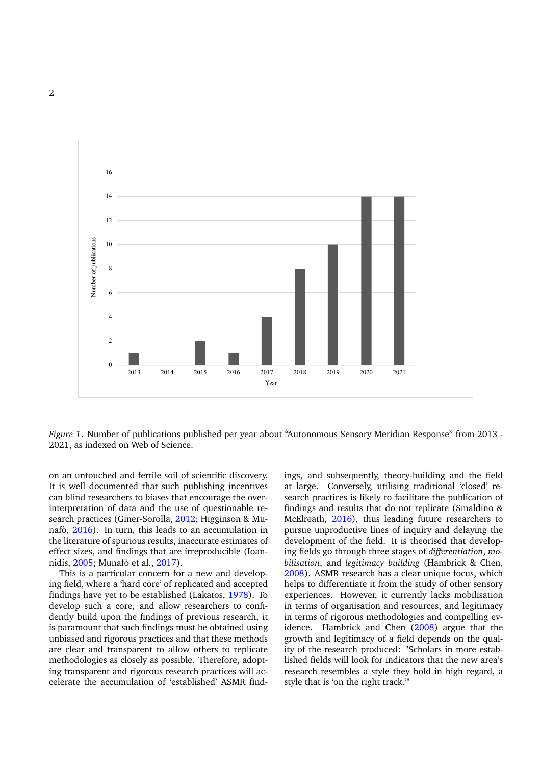*Figure 1*. Number of publications published per year about "Autonomous Sensory Meridian Response" from 2013 - 2021, as indexed on Web of Science.

on an untouched and fertile soil of scientific discovery. It is well documented that such publishing incentives can blind researchers to biases that encourage the over-interpretation of data and the use of questionable research practices (Giner-Sorolla, 2012; Higginson & Munafò, 2016). In turn, this leads to an accumulation in the literature of spurious results, inaccurate estimates of effect sizes, and findings that are irreproducible (Ioannidis, 2005; Munafò et al., 2017).

This is a particular concern for a new and developing field, where a 'hard core' of replicated and accepted findings have yet to be established (Lakatos, 1978). To develop such a core, and allow researchers to confidently build upon the findings of previous research, it is paramount that such findings must be obtained using unbiased and rigorous practices and that these methods are clear and transparent to allow others to replicate methodologies as closely as possible. Therefore, adopting transparent and rigorous research practices will accelerate the accumulation of 'established' ASMR findings, and subsequently, theory-building and the field at large. Conversely, utilising traditional 'closed' research practices is likely to facilitate the publication of findings and results that do not replicate (Smaldino & McElreath, 2016), thus leading future researchers to pursue unproductive lines of inquiry and delaying the development of the field. It is theorised that developing fields go through three stages of *differentiation*, *mobilisation*, and *legitimacy building* (Hambrick & Chen, 2008). ASMR research has a clear unique focus, which helps to differentiate it from the study of other sensory experiences. However, it currently lacks mobilisation in terms of organisation and resources, and legitimacy in terms of rigorous methodologies and compelling evidence. Hambrick and Chen (2008) argue that the growth and legitimacy of a field depends on the quality of the research produced: "Scholars in more established fields will look for indicators that the new area's research resembles a style they hold in high regard, a style that is 'on the right track.'"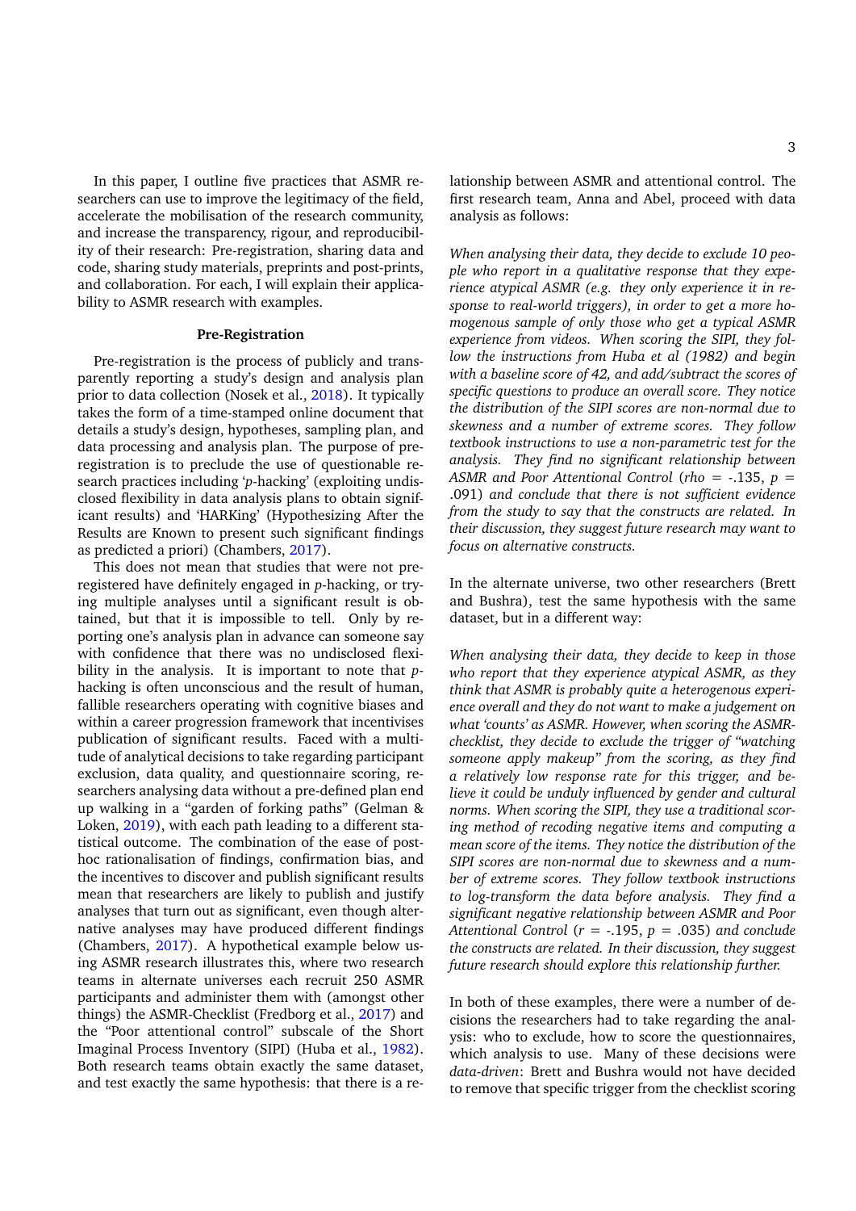In this paper, I outline five practices that ASMR researchers can use to improve the legitimacy of the field, accelerate the mobilisation of the research community, and increase the transparency, rigour, and reproducibility of their research: Pre-registration, sharing data and code, sharing study materials, preprints and post-prints, and collaboration. For each, I will explain their applicability to ASMR research with examples.

## Pre-Registration

Pre-registration is the process of publicly and transparently reporting a study's design and analysis plan prior to data collection (Nosek et al., 2018). It typically takes the form of a time-stamped online document that details a study's design, hypotheses, sampling plan, and data processing and analysis plan. The purpose of pre-registration is to preclude the use of questionable research practices including '*p*-hacking' (exploiting undisclosed flexibility in data analysis plans to obtain significant results) and 'HARKing' (Hypothesizing After the Results are Known to present such significant findings as predicted a priori) (Chambers, 2017).

This does not mean that studies that were not pre-registered have definitely engaged in *p*-hacking, or trying multiple analyses until a significant result is obtained, but that it is impossible to tell. Only by reporting one's analysis plan in advance can someone say with confidence that there was no undisclosed flexibility in the analysis. It is important to note that *p*-hacking is often unconscious and the result of human, fallible researchers operating with cognitive biases and within a career progression framework that incentivises publication of significant results. Faced with a multitude of analytical decisions to take regarding participant exclusion, data quality, and questionnaire scoring, researchers analysing data without a pre-defined plan end up walking in a "garden of forking paths" (Gelman & Loken, 2019), with each path leading to a different statistical outcome. The combination of the ease of post-hoc rationalisation of findings, confirmation bias, and the incentives to discover and publish significant results mean that researchers are likely to publish and justify analyses that turn out as significant, even though alternative analyses may have produced different findings (Chambers, 2017). A hypothetical example below using ASMR research illustrates this, where two research teams in alternate universes each recruit 250 ASMR participants and administer them with (amongst other things) the ASMR-Checklist (Fredborg et al., 2017) and the "Poor attentional control" subscale of the Short Imaginal Process Inventory (SIPI) (Huba et al., 1982). Both research teams obtain exactly the same dataset, and test exactly the same hypothesis: that there is a relationship between ASMR and attentional control. The first research team, Anna and Abel, proceed with data analysis as follows:

*When analysing their data, they decide to exclude 10 people who report in a qualitative response that they experience atypical ASMR (e.g. they only experience it in response to real-world triggers), in order to get a more homogenous sample of only those who get a typical ASMR experience from videos. When scoring the SIPI, they follow the instructions from Huba et al (1982) and begin with a baseline score of 42, and add/subtract the scores of specific questions to produce an overall score. They notice the distribution of the SIPI scores are non-normal due to skewness and a number of extreme scores. They follow textbook instructions to use a non-parametric test for the analysis. They find no significant relationship between ASMR and Poor Attentional Control (rho = -.135, $p$ = .091) and conclude that there is not sufficient evidence from the study to say that the constructs are related. In their discussion, they suggest future research may want to focus on alternative constructs.*

In the alternate universe, two other researchers (Brett and Bushra), test the same hypothesis with the same dataset, but in a different way:

*When analysing their data, they decide to keep in those who report that they experience atypical ASMR, as they think that ASMR is probably quite a heterogenous experience overall and they do not want to make a judgement on what 'counts' as ASMR. However, when scoring the ASMR-checklist, they decide to exclude the trigger of "watching someone apply makeup" from the scoring, as they find a relatively low response rate for this trigger, and believe it could be unduly influenced by gender and cultural norms. When scoring the SIPI, they use a traditional scoring method of recoding negative items and computing a mean score of the items. They notice the distribution of the SIPI scores are non-normal due to skewness and a number of extreme scores. They follow textbook instructions to log-transform the data before analysis. They find a significant negative relationship between ASMR and Poor Attentional Control ($r$ = -.195, $p$ = .035) and conclude the constructs are related. In their discussion, they suggest future research should explore this relationship further.*

In both of these examples, there were a number of decisions the researchers had to take regarding the analysis: who to exclude, how to score the questionnaires, which analysis to use. Many of these decisions were *data-driven*: Brett and Bushra would not have decided to remove that specific trigger from the checklist scoring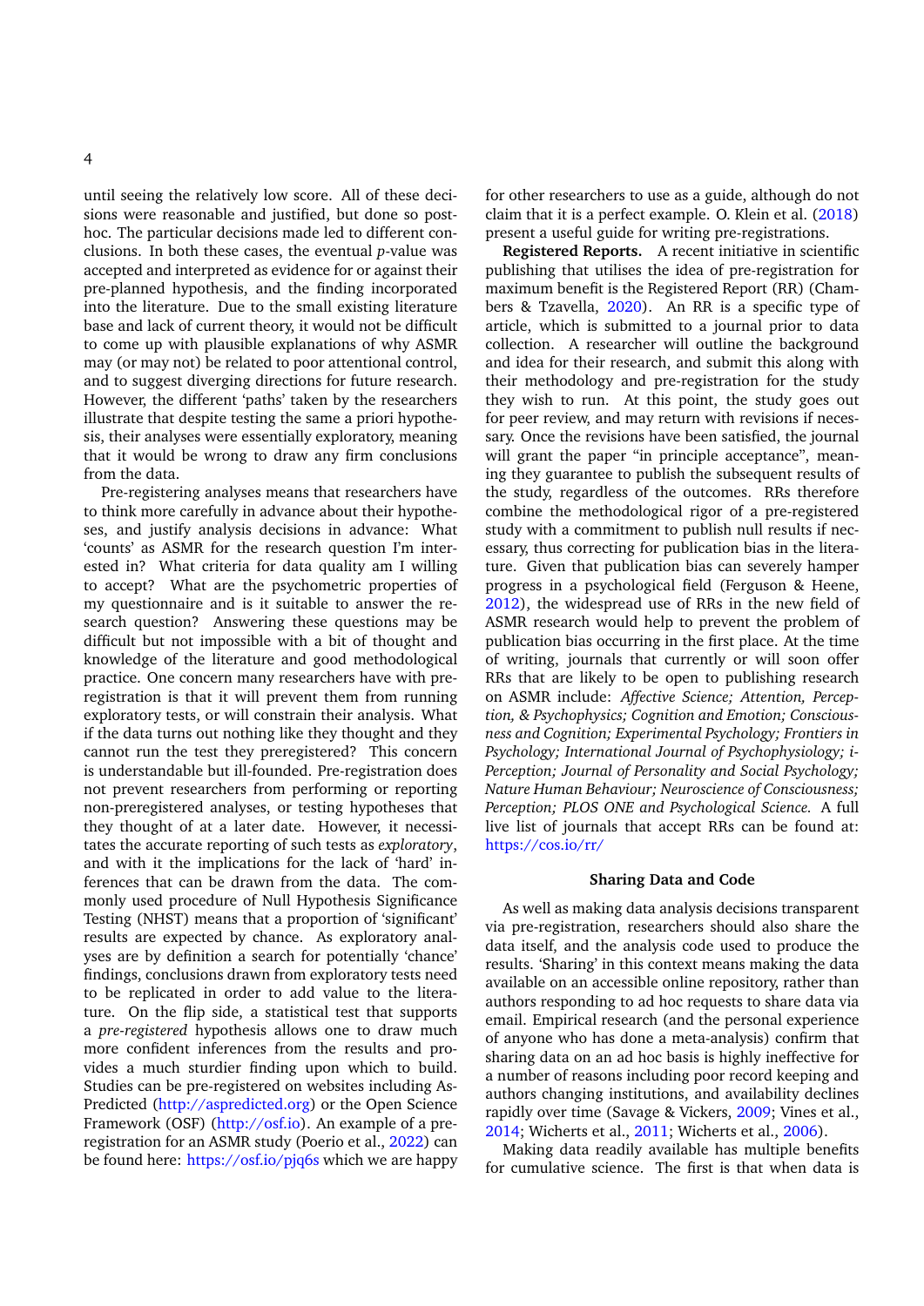until seeing the relatively low score. All of these decisions were reasonable and justified, but done so post-hoc. The particular decisions made led to different conclusions. In both these cases, the eventual $p$-value was accepted and interpreted as evidence for or against their pre-planned hypothesis, and the finding incorporated into the literature. Due to the small existing literature base and lack of current theory, it would not be difficult to come up with plausible explanations of why ASMR may (or may not) be related to poor attentional control, and to suggest diverging directions for future research. However, the different 'paths' taken by the researchers illustrate that despite testing the same a priori hypothesis, their analyses were essentially exploratory, meaning that it would be wrong to draw any firm conclusions from the data.

Pre-registering analyses means that researchers have to think more carefully in advance about their hypotheses, and justify analysis decisions in advance: What 'counts' as ASMR for the research question I'm interested in? What criteria for data quality am I willing to accept? What are the psychometric properties of my questionnaire and is it suitable to answer the research question? Answering these questions may be difficult but not impossible with a bit of thought and knowledge of the literature and good methodological practice. One concern many researchers have with pre-registration is that it will prevent them from running exploratory tests, or will constrain their analysis. What if the data turns out nothing like they thought and they cannot run the test they preregistered? This concern is understandable but ill-founded. Pre-registration does not prevent researchers from performing or reporting non-preregistered analyses, or testing hypotheses that they thought of at a later date. However, it necessitates the accurate reporting of such tests as *exploratory*, and with it the implications for the lack of 'hard' inferences that can be drawn from the data. The commonly used procedure of Null Hypothesis Significance Testing (NHST) means that a proportion of 'significant' results are expected by chance. As exploratory analyses are by definition a search for potentially 'chance' findings, conclusions drawn from exploratory tests need to be replicated in order to add value to the literature. On the flip side, a statistical test that supports a *pre-registered* hypothesis allows one to draw much more confident inferences from the results and provides a much sturdier finding upon which to build. Studies can be pre-registered on websites including AsPredicted (http://aspredicted.org) or the Open Science Framework (OSF) (http://osf.io). An example of a pre-registration for an ASMR study (Poerio et al., 2022) can be found here: https://osf.io/pjq6s which we are happy for other researchers to use as a guide, although do not claim that it is a perfect example. O. Klein et al. (2018) present a useful guide for writing pre-registrations.

**Registered Reports.** A recent initiative in scientific publishing that utilises the idea of pre-registration for maximum benefit is the Registered Report (RR) (Chambers & Tzavella, 2020). An RR is a specific type of article, which is submitted to a journal prior to data collection. A researcher will outline the background and idea for their research, and submit this along with their methodology and pre-registration for the study they wish to run. At this point, the study goes out for peer review, and may return with revisions if necessary. Once the revisions have been satisfied, the journal will grant the paper "in principle acceptance", meaning they guarantee to publish the subsequent results of the study, regardless of the outcomes. RRs therefore combine the methodological rigor of a pre-registered study with a commitment to publish null results if necessary, thus correcting for publication bias in the literature. Given that publication bias can severely hamper progress in a psychological field (Ferguson & Heene, 2012), the widespread use of RRs in the new field of ASMR research would help to prevent the problem of publication bias occurring in the first place. At the time of writing, journals that currently or will soon offer RRs that are likely to be open to publishing research on ASMR include: *Affective Science; Attention, Perception, & Psychophysics; Cognition and Emotion; Consciousness and Cognition; Experimental Psychology; Frontiers in Psychology; International Journal of Psychophysiology; i-Perception; Journal of Personality and Social Psychology; Nature Human Behaviour; Neuroscience of Consciousness; Perception; PLOS ONE and Psychological Science.* A full live list of journals that accept RRs can be found at: https://cos.io/rr/

## Sharing Data and Code

As well as making data analysis decisions transparent via pre-registration, researchers should also share the data itself, and the analysis code used to produce the results. 'Sharing' in this context means making the data available on an accessible online repository, rather than authors responding to ad hoc requests to share data via email. Empirical research (and the personal experience of anyone who has done a meta-analysis) confirm that sharing data on an ad hoc basis is highly ineffective for a number of reasons including poor record keeping and authors changing institutions, and availability declines rapidly over time (Savage & Vickers, 2009; Vines et al., 2014; Wicherts et al., 2011; Wicherts et al., 2006).

Making data readily available has multiple benefits for cumulative science. The first is that when data is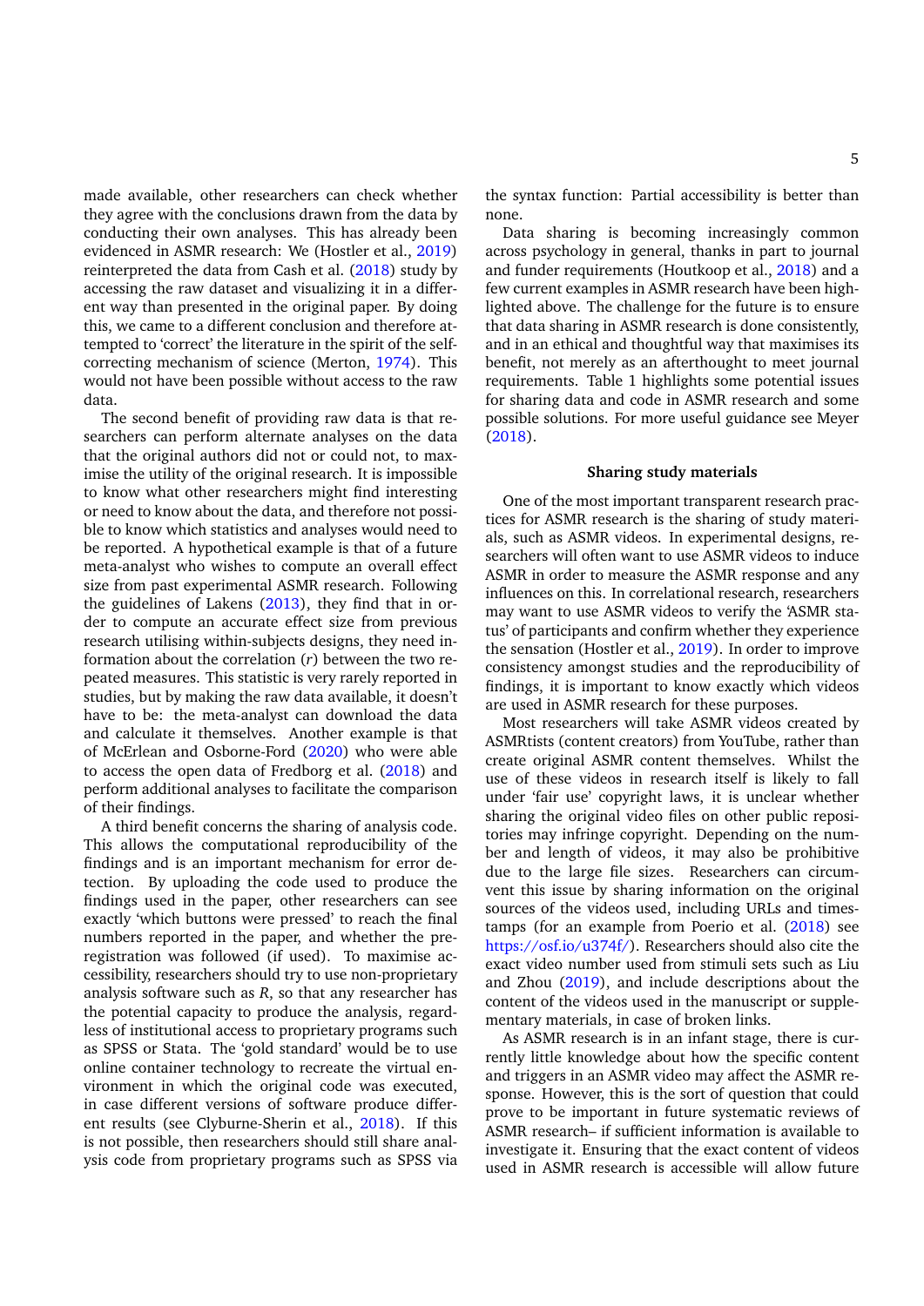made available, other researchers can check whether they agree with the conclusions drawn from the data by conducting their own analyses. This has already been evidenced in ASMR research: We (Hostler et al., 2019) reinterpreted the data from Cash et al. (2018) study by accessing the raw dataset and visualizing it in a different way than presented in the original paper. By doing this, we came to a different conclusion and therefore attempted to 'correct' the literature in the spirit of the self-correcting mechanism of science (Merton, 1974). This would not have been possible without access to the raw data.

The second benefit of providing raw data is that researchers can perform alternate analyses on the data that the original authors did not or could not, to maximise the utility of the original research. It is impossible to know what other researchers might find interesting or need to know about the data, and therefore not possible to know which statistics and analyses would need to be reported. A hypothetical example is that of a future meta-analyst who wishes to compute an overall effect size from past experimental ASMR research. Following the guidelines of Lakens (2013), they find that in order to compute an accurate effect size from previous research utilising within-subjects designs, they need information about the correlation ($r$) between the two repeated measures. This statistic is very rarely reported in studies, but by making the raw data available, it doesn't have to be: the meta-analyst can download the data and calculate it themselves. Another example is that of McErlean and Osborne-Ford (2020) who were able to access the open data of Fredborg et al. (2018) and perform additional analyses to facilitate the comparison of their findings.

A third benefit concerns the sharing of analysis code. This allows the computational reproducibility of the findings and is an important mechanism for error detection. By uploading the code used to produce the findings used in the paper, other researchers can see exactly 'which buttons were pressed' to reach the final numbers reported in the paper, and whether the pre-registration was followed (if used). To maximise accessibility, researchers should try to use non-proprietary analysis software such as *R*, so that any researcher has the potential capacity to produce the analysis, regardless of institutional access to proprietary programs such as SPSS or Stata. The 'gold standard' would be to use online container technology to recreate the virtual environment in which the original code was executed, in case different versions of software produce different results (see Clyburne-Sherin et al., 2018). If this is not possible, then researchers should still share analysis code from proprietary programs such as SPSS via the syntax function: Partial accessibility is better than none.

Data sharing is becoming increasingly common across psychology in general, thanks in part to journal and funder requirements (Houtkoop et al., 2018) and a few current examples in ASMR research have been highlighted above. The challenge for the future is to ensure that data sharing in ASMR research is done consistently, and in an ethical and thoughtful way that maximises its benefit, not merely as an afterthought to meet journal requirements. Table 1 highlights some potential issues for sharing data and code in ASMR research and some possible solutions. For more useful guidance see Meyer (2018).

## Sharing study materials

One of the most important transparent research practices for ASMR research is the sharing of study materials, such as ASMR videos. In experimental designs, researchers will often want to use ASMR videos to induce ASMR in order to measure the ASMR response and any influences on this. In correlational research, researchers may want to use ASMR videos to verify the 'ASMR status' of participants and confirm whether they experience the sensation (Hostler et al., 2019). In order to improve consistency amongst studies and the reproducibility of findings, it is important to know exactly which videos are used in ASMR research for these purposes.

Most researchers will take ASMR videos created by ASMRtists (content creators) from YouTube, rather than create original ASMR content themselves. Whilst the use of these videos in research itself is likely to fall under 'fair use' copyright laws, it is unclear whether sharing the original video files on other public repositories may infringe copyright. Depending on the number and length of videos, it may also be prohibitive due to the large file sizes. Researchers can circumvent this issue by sharing information on the original sources of the videos used, including URLs and timestamps (for an example from Poerio et al. (2018) see https://osf.io/u374f/). Researchers should also cite the exact video number used from stimuli sets such as Liu and Zhou (2019), and include descriptions about the content of the videos used in the manuscript or supplementary materials, in case of broken links.

As ASMR research is in an infant stage, there is currently little knowledge about how the specific content and triggers in an ASMR video may affect the ASMR response. However, this is the sort of question that could prove to be important in future systematic reviews of ASMR research– if sufficient information is available to investigate it. Ensuring that the exact content of videos used in ASMR research is accessible will allow future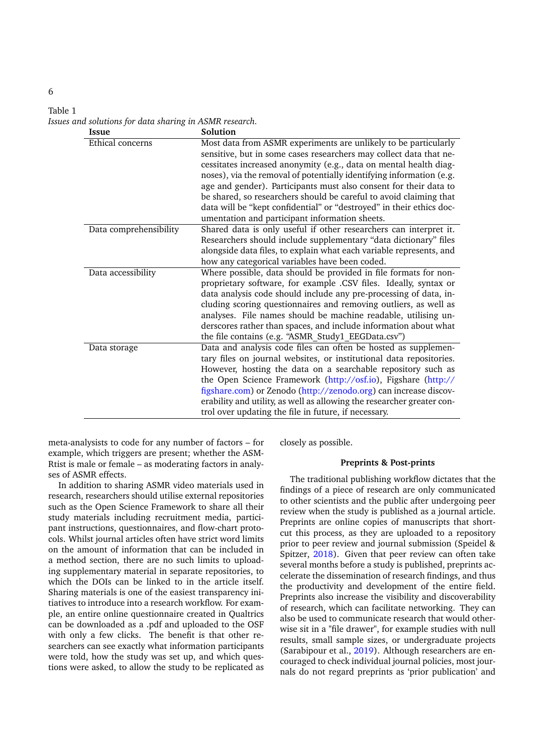Table 1
*Issues and solutions for data sharing in ASMR research.*

| Issue | Solution |
|---|---|
| Ethical concerns | Most data from ASMR experiments are unlikely to be particularly sensitive, but in some cases researchers may collect data that necessitates increased anonymity (e.g., data on mental health diagnoses), via the removal of potentially identifying information (e.g. age and gender). Participants must also consent for their data to be shared, so researchers should be careful to avoid claiming that data will be "kept confidential" or "destroyed" in their ethics documentation and participant information sheets. |
| Data comprehensibility | Shared data is only useful if other researchers can interpret it. Researchers should include supplementary "data dictionary" files alongside data files, to explain what each variable represents, and how any categorical variables have been coded. |
| Data accessibility | Where possible, data should be provided in file formats for non-proprietary software, for example .CSV files. Ideally, syntax or data analysis code should include any pre-processing of data, including scoring questionnaires and removing outliers, as well as analyses. File names should be machine readable, utilising underscores rather than spaces, and include information about what the file contains (e.g. "ASMR_Study1_EEGData.csv") |
| Data storage | Data and analysis code files can often be hosted as supplementary files on journal websites, or institutional data repositories. However, hosting the data on a searchable repository such as the Open Science Framework (http://osf.io), Figshare (http://figshare.com) or Zenodo (http://zenodo.org) can increase discoverability and utility, as well as allowing the researcher greater control over updating the file in future, if necessary. |

meta-analysists to code for any number of factors – for example, which triggers are present; whether the ASMRtist is male or female – as moderating factors in analyses of ASMR effects.

In addition to sharing ASMR video materials used in research, researchers should utilise external repositories such as the Open Science Framework to share all their study materials including recruitment media, participant instructions, questionnaires, and flow-chart protocols. Whilst journal articles often have strict word limits on the amount of information that can be included in a method section, there are no such limits to uploading supplementary material in separate repositories, to which the DOIs can be linked to in the article itself. Sharing materials is one of the easiest transparency initiatives to introduce into a research workflow. For example, an entire online questionnaire created in Qualtrics can be downloaded as a .pdf and uploaded to the OSF with only a few clicks. The benefit is that other researchers can see exactly what information participants were told, how the study was set up, and which questions were asked, to allow the study to be replicated as closely as possible.

### Preprints & Post-prints

The traditional publishing workflow dictates that the findings of a piece of research are only communicated to other scientists and the public after undergoing peer review when the study is published as a journal article. Preprints are online copies of manuscripts that shortcut this process, as they are uploaded to a repository prior to peer review and journal submission (Speidel & Spitzer, 2018). Given that peer review can often take several months before a study is published, preprints accelerate the dissemination of research findings, and thus the productivity and development of the entire field. Preprints also increase the visibility and discoverability of research, which can facilitate networking. They can also be used to communicate research that would otherwise sit in a "file drawer", for example studies with null results, small sample sizes, or undergraduate projects (Sarabipour et al., 2019). Although researchers are encouraged to check individual journal policies, most journals do not regard preprints as 'prior publication' and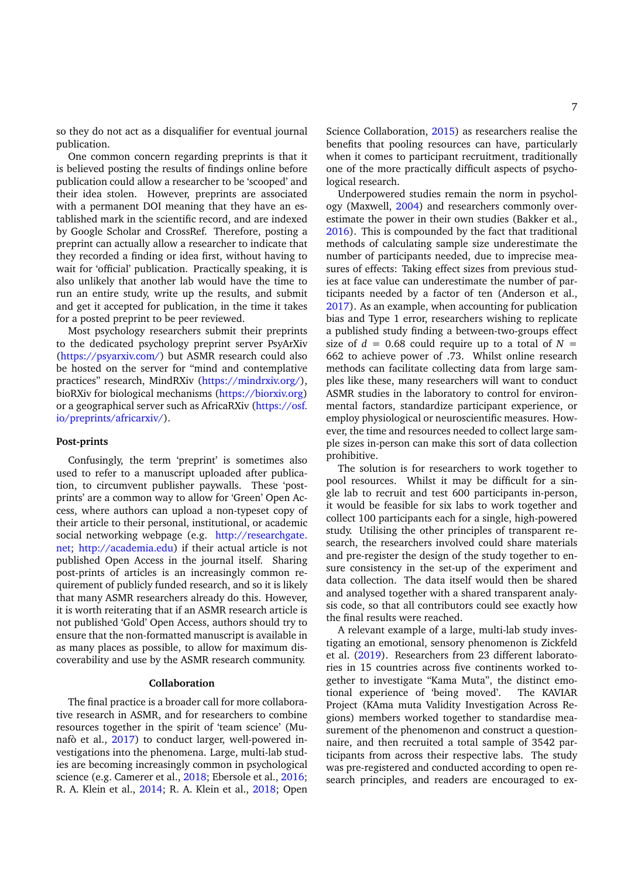so they do not act as a disqualifier for eventual journal publication.

One common concern regarding preprints is that it is believed posting the results of findings online before publication could allow a researcher to be 'scooped' and their idea stolen. However, preprints are associated with a permanent DOI meaning that they have an established mark in the scientific record, and are indexed by Google Scholar and CrossRef. Therefore, posting a preprint can actually allow a researcher to indicate that they recorded a finding or idea first, without having to wait for 'official' publication. Practically speaking, it is also unlikely that another lab would have the time to run an entire study, write up the results, and submit and get it accepted for publication, in the time it takes for a posted preprint to be peer reviewed.

Most psychology researchers submit their preprints to the dedicated psychology preprint server PsyArXiv (https://psyarxiv.com/) but ASMR research could also be hosted on the server for "mind and contemplative practices" research, MindRXiv (https://mindrxiv.org/), bioRXiv for biological mechanisms (https://biorxiv.org) or a geographical server such as AfricaRXiv (https://osf.io/preprints/africarxiv/).

### Post-prints

Confusingly, the term 'preprint' is sometimes also used to refer to a manuscript uploaded after publication, to circumvent publisher paywalls. These 'post-prints' are a common way to allow for 'Green' Open Access, where authors can upload a non-typeset copy of their article to their personal, institutional, or academic social networking webpage (e.g. http://researchgate.net; http://academia.edu) if their actual article is not published Open Access in the journal itself. Sharing post-prints of articles is an increasingly common requirement of publicly funded research, and so it is likely that many ASMR researchers already do this. However, it is worth reiterating that if an ASMR research article is not published 'Gold' Open Access, authors should try to ensure that the non-formatted manuscript is available in as many places as possible, to allow for maximum discoverability and use by the ASMR research community.

## Collaboration

The final practice is a broader call for more collaborative research in ASMR, and for researchers to combine resources together in the spirit of 'team science' (Munafò et al., 2017) to conduct larger, well-powered investigations into the phenomena. Large, multi-lab studies are becoming increasingly common in psychological science (e.g. Camerer et al., 2018; Ebersole et al., 2016; R. A. Klein et al., 2014; R. A. Klein et al., 2018; Open Science Collaboration, 2015) as researchers realise the benefits that pooling resources can have, particularly when it comes to participant recruitment, traditionally one of the more practically difficult aspects of psychological research.

Underpowered studies remain the norm in psychology (Maxwell, 2004) and researchers commonly overestimate the power in their own studies (Bakker et al., 2016). This is compounded by the fact that traditional methods of calculating sample size underestimate the number of participants needed, due to imprecise measures of effects: Taking effect sizes from previous studies at face value can underestimate the number of participants needed by a factor of ten (Anderson et al., 2017). As an example, when accounting for publication bias and Type 1 error, researchers wishing to replicate a published study finding a between-two-groups effect size of $d = 0.68$ could require up to a total of $N = 662$ to achieve power of .73. Whilst online research methods can facilitate collecting data from large samples like these, many researchers will want to conduct ASMR studies in the laboratory to control for environmental factors, standardize participant experience, or employ physiological or neuroscientific measures. However, the time and resources needed to collect large sample sizes in-person can make this sort of data collection prohibitive.

The solution is for researchers to work together to pool resources. Whilst it may be difficult for a single lab to recruit and test 600 participants in-person, it would be feasible for six labs to work together and collect 100 participants each for a single, high-powered study. Utilising the other principles of transparent research, the researchers involved could share materials and pre-register the design of the study together to ensure consistency in the set-up of the experiment and data collection. The data itself would then be shared and analysed together with a shared transparent analysis code, so that all contributors could see exactly how the final results were reached.

A relevant example of a large, multi-lab study investigating an emotional, sensory phenomenon is Zickfeld et al. (2019). Researchers from 23 different laboratories in 15 countries across five continents worked together to investigate "Kama Muta", the distinct emotional experience of 'being moved'. The KAVIAR Project (KAma muta Validity Investigation Across Regions) members worked together to standardise measurement of the phenomenon and construct a questionnaire, and then recruited a total sample of 3542 participants from across their respective labs. The study was pre-registered and conducted according to open research principles, and readers are encouraged to ex-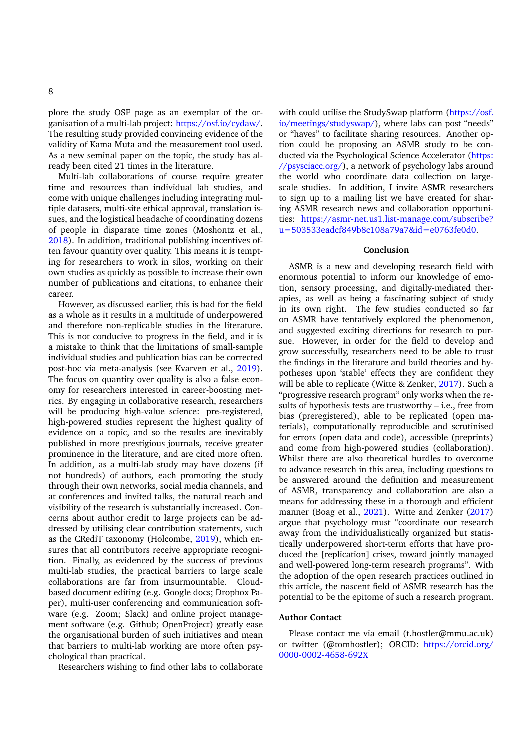plore the study OSF page as an exemplar of the organisation of a multi-lab project: https://osf.io/cydaw/. The resulting study provided convincing evidence of the validity of Kama Muta and the measurement tool used. As a new seminal paper on the topic, the study has already been cited 21 times in the literature.

Multi-lab collaborations of course require greater time and resources than individual lab studies, and come with unique challenges including integrating multiple datasets, multi-site ethical approval, translation issues, and the logistical headache of coordinating dozens of people in disparate time zones (Moshontz et al., 2018). In addition, traditional publishing incentives often favour quantity over quality. This means it is tempting for researchers to work in silos, working on their own studies as quickly as possible to increase their own number of publications and citations, to enhance their career.

However, as discussed earlier, this is bad for the field as a whole as it results in a multitude of underpowered and therefore non-replicable studies in the literature. This is not conducive to progress in the field, and it is a mistake to think that the limitations of small-sample individual studies and publication bias can be corrected post-hoc via meta-analysis (see Kvarven et al., 2019). The focus on quantity over quality is also a false economy for researchers interested in career-boosting metrics. By engaging in collaborative research, researchers will be producing high-value science: pre-registered, high-powered studies represent the highest quality of evidence on a topic, and so the results are inevitably published in more prestigious journals, receive greater prominence in the literature, and are cited more often. In addition, as a multi-lab study may have dozens (if not hundreds) of authors, each promoting the study through their own networks, social media channels, and at conferences and invited talks, the natural reach and visibility of the research is substantially increased. Concerns about author credit to large projects can be addressed by utilising clear contribution statements, such as the CRediT taxonomy (Holcombe, 2019), which ensures that all contributors receive appropriate recognition. Finally, as evidenced by the success of previous multi-lab studies, the practical barriers to large scale collaborations are far from insurmountable. Cloud-based document editing (e.g. Google docs; Dropbox Paper), multi-user conferencing and communication software (e.g. Zoom; Slack) and online project management software (e.g. Github; OpenProject) greatly ease the organisational burden of such initiatives and mean that barriers to multi-lab working are more often psychological than practical.

Researchers wishing to find other labs to collaborate with could utilise the StudySwap platform (https://osf.io/meetings/studyswap/), where labs can post "needs" or "haves" to facilitate sharing resources. Another option could be proposing an ASMR study to be conducted via the Psychological Science Accelerator (https://psysciacc.org/), a network of psychology labs around the world who coordinate data collection on large-scale studies. In addition, I invite ASMR researchers to sign up to a mailing list we have created for sharing ASMR research news and collaboration opportunities: https://asmr-net.us1.list-manage.com/subscribe?u=503533eadcf849b8c108a79a7&id=e0763fe0d0.

## Conclusion

ASMR is a new and developing research field with enormous potential to inform our knowledge of emotion, sensory processing, and digitally-mediated therapies, as well as being a fascinating subject of study in its own right. The few studies conducted so far on ASMR have tentatively explored the phenomenon, and suggested exciting directions for research to pursue. However, in order for the field to develop and grow successfully, researchers need to be able to trust the findings in the literature and build theories and hypotheses upon 'stable' effects they are confident they will be able to replicate (Witte & Zenker, 2017). Such a "progressive research program" only works when the results of hypothesis tests are trustworthy – i.e., free from bias (preregistered), able to be replicated (open materials), computationally reproducible and scrutinised for errors (open data and code), accessible (preprints) and come from high-powered studies (collaboration). Whilst there are also theoretical hurdles to overcome to advance research in this area, including questions to be answered around the definition and measurement of ASMR, transparency and collaboration are also a means for addressing these in a thorough and efficient manner (Boag et al., 2021). Witte and Zenker (2017) argue that psychology must "coordinate our research away from the individualistically organized but statistically underpowered short-term efforts that have produced the [replication] crises, toward jointly managed and well-powered long-term research programs". With the adoption of the open research practices outlined in this article, the nascent field of ASMR research has the potential to be the epitome of such a research program.

## Author Contact

Please contact me via email (t.hostler@mmu.ac.uk) or twitter (@tomhostler); ORCID: https://orcid.org/0000-0002-4658-692X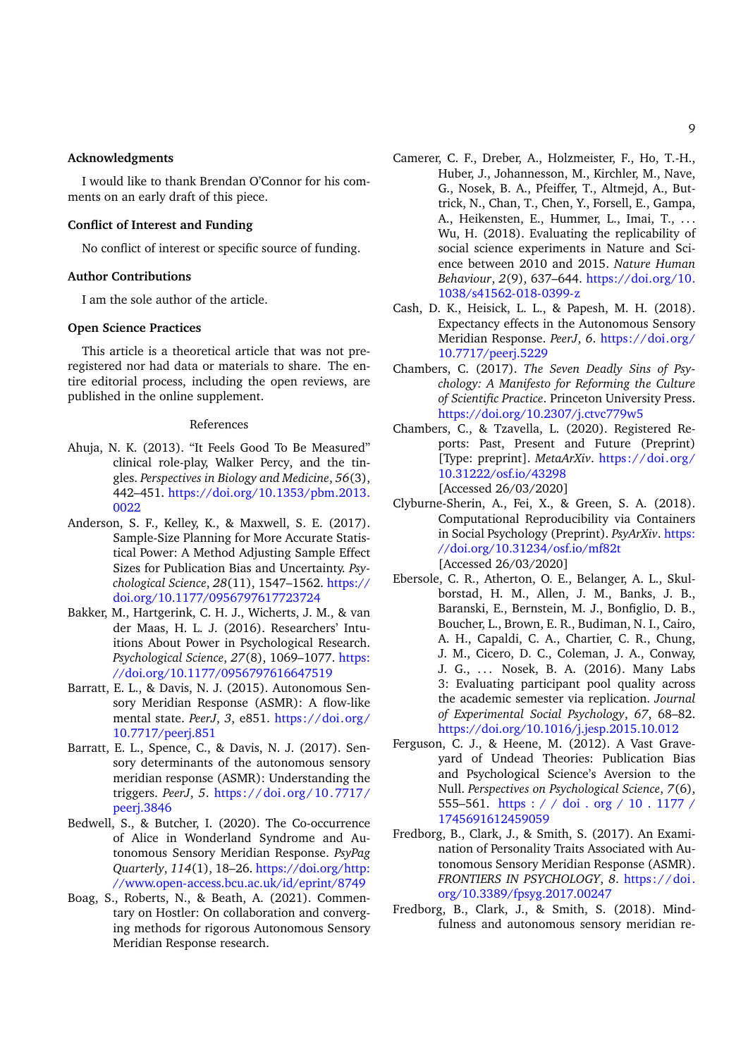### Acknowledgments

I would like to thank Brendan O'Connor for his comments on an early draft of this piece.

### Conflict of Interest and Funding

No conflict of interest or specific source of funding.

### Author Contributions

I am the sole author of the article.

### Open Science Practices

This article is a theoretical article that was not preregistered nor had data or materials to share. The entire editorial process, including the open reviews, are published in the online supplement.

## References

Ahuja, N. K. (2013). "It Feels Good To Be Measured" clinical role-play, Walker Percy, and the tingles. *Perspectives in Biology and Medicine*, *56*(3), 442–451. https://doi.org/10.1353/pbm.2013.0022

Anderson, S. F., Kelley, K., & Maxwell, S. E. (2017). Sample-Size Planning for More Accurate Statistical Power: A Method Adjusting Sample Effect Sizes for Publication Bias and Uncertainty. *Psychological Science*, *28*(11), 1547–1562. https://doi.org/10.1177/0956797617723724

Bakker, M., Hartgerink, C. H. J., Wicherts, J. M., & van der Maas, H. L. J. (2016). Researchers' Intuitions About Power in Psychological Research. *Psychological Science*, *27*(8), 1069–1077. https://doi.org/10.1177/0956797616647519

Barratt, E. L., & Davis, N. J. (2015). Autonomous Sensory Meridian Response (ASMR): A flow-like mental state. *PeerJ*, *3*, e851. https://doi.org/10.7717/peerj.851

Barratt, E. L., Spence, C., & Davis, N. J. (2017). Sensory determinants of the autonomous sensory meridian response (ASMR): Understanding the triggers. *PeerJ*, *5*. https://doi.org/10.7717/peerj.3846

Bedwell, S., & Butcher, I. (2020). The Co-occurrence of Alice in Wonderland Syndrome and Autonomous Sensory Meridian Response. *PsyPag Quarterly*, *114*(1), 18–26. https://doi.org/http://www.open-access.bcu.ac.uk/id/eprint/8749

Boag, S., Roberts, N., & Beath, A. (2021). Commentary on Hostler: On collaboration and converging methods for rigorous Autonomous Sensory Meridian Response research.

Camerer, C. F., Dreber, A., Holzmeister, F., Ho, T.-H., Huber, J., Johannesson, M., Kirchler, M., Nave, G., Nosek, B. A., Pfeiffer, T., Altmejd, A., Buttrick, N., Chan, T., Chen, Y., Forsell, E., Gampa, A., Heikensten, E., Hummer, L., Imai, T., … Wu, H. (2018). Evaluating the replicability of social science experiments in Nature and Science between 2010 and 2015. *Nature Human Behaviour*, *2*(9), 637–644. https://doi.org/10.1038/s41562-018-0399-z

Cash, D. K., Heisick, L. L., & Papesh, M. H. (2018). Expectancy effects in the Autonomous Sensory Meridian Response. *PeerJ*, *6*. https://doi.org/10.7717/peerj.5229

Chambers, C. (2017). *The Seven Deadly Sins of Psychology: A Manifesto for Reforming the Culture of Scientific Practice*. Princeton University Press. https://doi.org/10.2307/j.ctvc779w5

Chambers, C., & Tzavella, L. (2020). Registered Reports: Past, Present and Future (Preprint) [Type: preprint]. *MetaArXiv*. https://doi.org/10.31222/osf.io/43298 [Accessed 26/03/2020]

Clyburne-Sherin, A., Fei, X., & Green, S. A. (2018). Computational Reproducibility via Containers in Social Psychology (Preprint). *PsyArXiv*. https://doi.org/10.31234/osf.io/mf82t [Accessed 26/03/2020]

Ebersole, C. R., Atherton, O. E., Belanger, A. L., Skulborstad, H. M., Allen, J. M., Banks, J. B., Baranski, E., Bernstein, M. J., Bonfiglio, D. B., Boucher, L., Brown, E. R., Budiman, N. I., Cairo, A. H., Capaldi, C. A., Chartier, C. R., Chung, J. M., Cicero, D. C., Coleman, J. A., Conway, J. G., … Nosek, B. A. (2016). Many Labs 3: Evaluating participant pool quality across the academic semester via replication. *Journal of Experimental Social Psychology*, *67*, 68–82. https://doi.org/10.1016/j.jesp.2015.10.012

Ferguson, C. J., & Heene, M. (2012). A Vast Graveyard of Undead Theories: Publication Bias and Psychological Science's Aversion to the Null. *Perspectives on Psychological Science*, *7*(6), 555–561. https://doi.org/10.1177/1745691612459059

Fredborg, B., Clark, J., & Smith, S. (2017). An Examination of Personality Traits Associated with Autonomous Sensory Meridian Response (ASMR). *FRONTIERS IN PSYCHOLOGY*, *8*. https://doi.org/10.3389/fpsyg.2017.00247

Fredborg, B., Clark, J., & Smith, S. (2018). Mindfulness and autonomous sensory meridian re-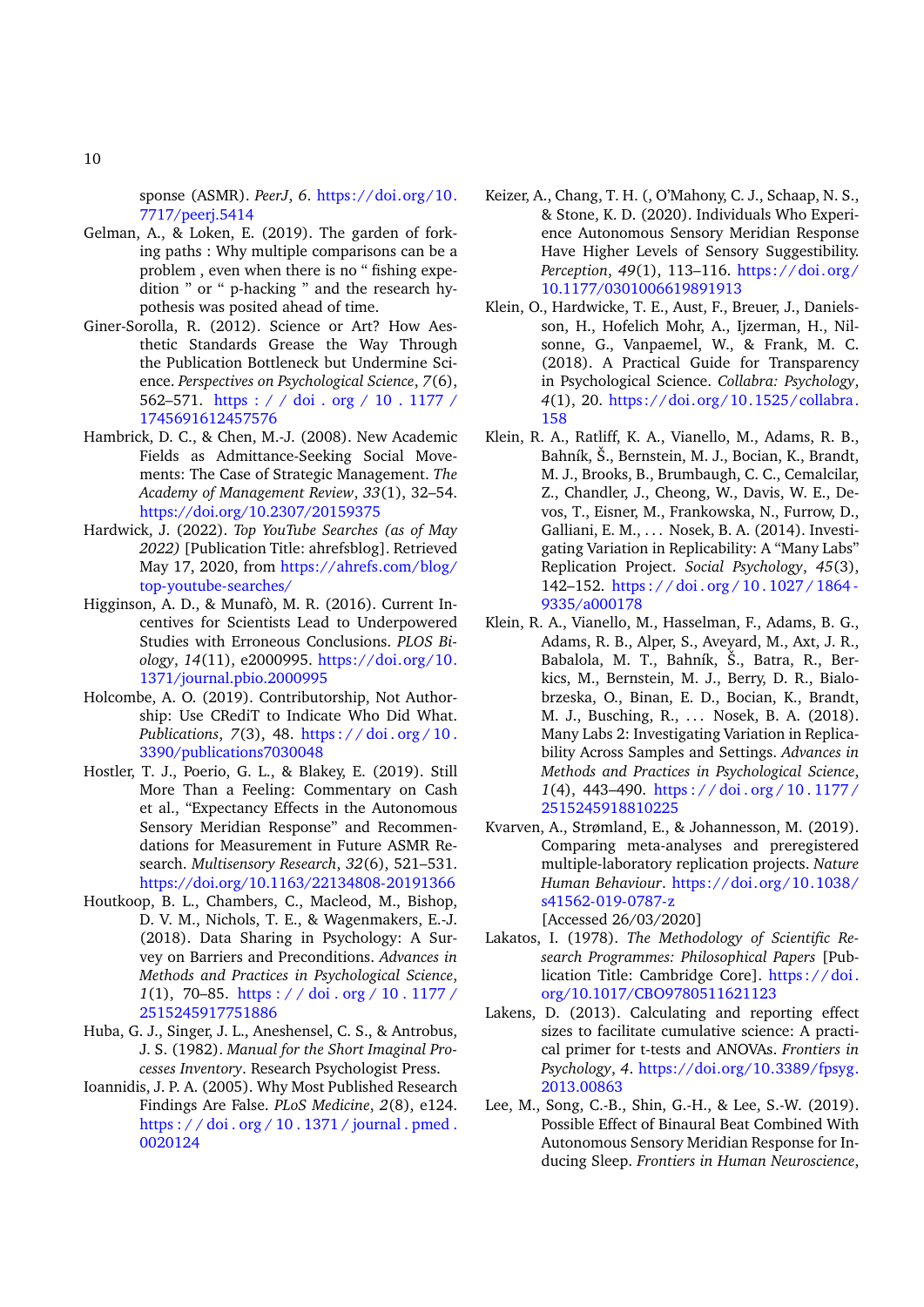sponse (ASMR). *PeerJ*, *6*. https://doi.org/10.7717/peerj.5414

Gelman, A., & Loken, E. (2019). The garden of forking paths : Why multiple comparisons can be a problem , even when there is no " fishing expedition " or " p-hacking " and the research hypothesis was posited ahead of time.

Giner-Sorolla, R. (2012). Science or Art? How Aesthetic Standards Grease the Way Through the Publication Bottleneck but Undermine Science. *Perspectives on Psychological Science*, *7*(6), 562–571. https://doi.org/10.1177/1745691612457576

Hambrick, D. C., & Chen, M.-J. (2008). New Academic Fields as Admittance-Seeking Social Movements: The Case of Strategic Management. *The Academy of Management Review*, *33*(1), 32–54. https://doi.org/10.2307/20159375

Hardwick, J. (2022). *Top YouTube Searches (as of May 2022)* [Publication Title: ahrefsblog]. Retrieved May 17, 2020, from https://ahrefs.com/blog/top-youtube-searches/

Higginson, A. D., & Munafò, M. R. (2016). Current Incentives for Scientists Lead to Underpowered Studies with Erroneous Conclusions. *PLOS Biology*, *14*(11), e2000995. https://doi.org/10.1371/journal.pbio.2000995

Holcombe, A. O. (2019). Contributorship, Not Authorship: Use CRediT to Indicate Who Did What. *Publications*, *7*(3), 48. https://doi.org/10.3390/publications7030048

Hostler, T. J., Poerio, G. L., & Blakey, E. (2019). Still More Than a Feeling: Commentary on Cash et al., "Expectancy Effects in the Autonomous Sensory Meridian Response" and Recommendations for Measurement in Future ASMR Research. *Multisensory Research*, *32*(6), 521–531. https://doi.org/10.1163/22134808-20191366

Houtkoop, B. L., Chambers, C., Macleod, M., Bishop, D. V. M., Nichols, T. E., & Wagenmakers, E.-J. (2018). Data Sharing in Psychology: A Survey on Barriers and Preconditions. *Advances in Methods and Practices in Psychological Science*, *1*(1), 70–85. https://doi.org/10.1177/2515245917751886

Huba, G. J., Singer, J. L., Aneshensel, C. S., & Antrobus, J. S. (1982). *Manual for the Short Imaginal Processes Inventory*. Research Psychologist Press.

Ioannidis, J. P. A. (2005). Why Most Published Research Findings Are False. *PLoS Medicine*, *2*(8), e124. https://doi.org/10.1371/journal.pmed.0020124

Keizer, A., Chang, T. H. (, O'Mahony, C. J., Schaap, N. S., & Stone, K. D. (2020). Individuals Who Experience Autonomous Sensory Meridian Response Have Higher Levels of Sensory Suggestibility. *Perception*, *49*(1), 113–116. https://doi.org/10.1177/0301006619891913

Klein, O., Hardwicke, T. E., Aust, F., Breuer, J., Danielsson, H., Hofelich Mohr, A., Ijzerman, H., Nilsonne, G., Vanpaemel, W., & Frank, M. C. (2018). A Practical Guide for Transparency in Psychological Science. *Collabra: Psychology*, *4*(1), 20. https://doi.org/10.1525/collabra.158

Klein, R. A., Ratliff, K. A., Vianello, M., Adams, R. B., Bahník, Š., Bernstein, M. J., Bocian, K., Brandt, M. J., Brooks, B., Brumbaugh, C. C., Cemalcilar, Z., Chandler, J., Cheong, W., Davis, W. E., Devos, T., Eisner, M., Frankowska, N., Furrow, D., Galliani, E. M., . . . Nosek, B. A. (2014). Investigating Variation in Replicability: A "Many Labs" Replication Project. *Social Psychology*, *45*(3), 142–152. https://doi.org/10.1027/1864-9335/a000178

Klein, R. A., Vianello, M., Hasselman, F., Adams, B. G., Adams, R. B., Alper, S., Aveyard, M., Axt, J. R., Babalola, M. T., Bahník, Š., Batra, R., Berkics, M., Bernstein, M. J., Berry, D. R., Bialobrzeska, O., Binan, E. D., Bocian, K., Brandt, M. J., Busching, R., . . . Nosek, B. A. (2018). Many Labs 2: Investigating Variation in Replicability Across Samples and Settings. *Advances in Methods and Practices in Psychological Science*, *1*(4), 443–490. https://doi.org/10.1177/2515245918810225

Kvarven, A., Strømland, E., & Johannesson, M. (2019). Comparing meta-analyses and preregistered multiple-laboratory replication projects. *Nature Human Behaviour*. https://doi.org/10.1038/s41562-019-0787-z
[Accessed 26/03/2020]

Lakatos, I. (1978). *The Methodology of Scientific Research Programmes: Philosophical Papers* [Publication Title: Cambridge Core]. https://doi.org/10.1017/CBO9780511621123

Lakens, D. (2013). Calculating and reporting effect sizes to facilitate cumulative science: A practical primer for t-tests and ANOVAs. *Frontiers in Psychology*, *4*. https://doi.org/10.3389/fpsyg.2013.00863

Lee, M., Song, C.-B., Shin, G.-H., & Lee, S.-W. (2019). Possible Effect of Binaural Beat Combined With Autonomous Sensory Meridian Response for Inducing Sleep. *Frontiers in Human Neuroscience*,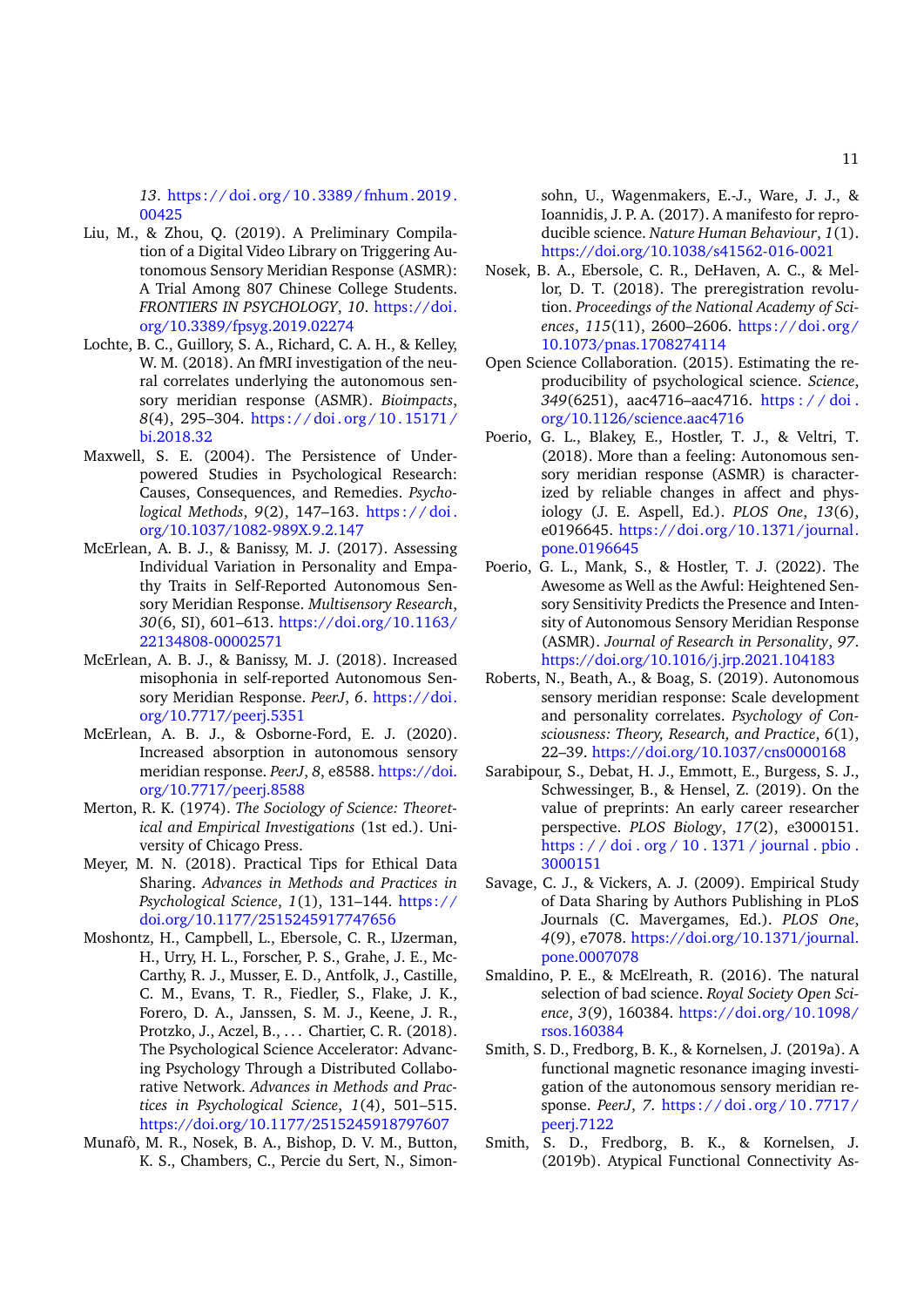*13*. https://doi.org/10.3389/fnhum.2019.00425

Liu, M., & Zhou, Q. (2019). A Preliminary Compilation of a Digital Video Library on Triggering Autonomous Sensory Meridian Response (ASMR): A Trial Among 807 Chinese College Students. *FRONTIERS IN PSYCHOLOGY*, *10*. https://doi.org/10.3389/fpsyg.2019.02274

Lochte, B. C., Guillory, S. A., Richard, C. A. H., & Kelley, W. M. (2018). An fMRI investigation of the neural correlates underlying the autonomous sensory meridian response (ASMR). *Bioimpacts*, *8*(4), 295–304. https://doi.org/10.15171/bi.2018.32

Maxwell, S. E. (2004). The Persistence of Underpowered Studies in Psychological Research: Causes, Consequences, and Remedies. *Psychological Methods*, *9*(2), 147–163. https://doi.org/10.1037/1082-989X.9.2.147

McErlean, A. B. J., & Banissy, M. J. (2017). Assessing Individual Variation in Personality and Empathy Traits in Self-Reported Autonomous Sensory Meridian Response. *Multisensory Research*, *30*(6, SI), 601–613. https://doi.org/10.1163/22134808-00002571

McErlean, A. B. J., & Banissy, M. J. (2018). Increased misophonia in self-reported Autonomous Sensory Meridian Response. *PeerJ*, *6*. https://doi.org/10.7717/peerj.5351

McErlean, A. B. J., & Osborne-Ford, E. J. (2020). Increased absorption in autonomous sensory meridian response. *PeerJ*, *8*, e8588. https://doi.org/10.7717/peerj.8588

Merton, R. K. (1974). *The Sociology of Science: Theoretical and Empirical Investigations* (1st ed.). University of Chicago Press.

Meyer, M. N. (2018). Practical Tips for Ethical Data Sharing. *Advances in Methods and Practices in Psychological Science*, *1*(1), 131–144. https://doi.org/10.1177/2515245917747656

Moshontz, H., Campbell, L., Ebersole, C. R., IJzerman, H., Urry, H. L., Forscher, P. S., Grahe, J. E., McCarthy, R. J., Musser, E. D., Antfolk, J., Castille, C. M., Evans, T. R., Fiedler, S., Flake, J. K., Forero, D. A., Janssen, S. M. J., Keene, J. R., Protzko, J., Aczel, B., . . . Chartier, C. R. (2018). The Psychological Science Accelerator: Advancing Psychology Through a Distributed Collaborative Network. *Advances in Methods and Practices in Psychological Science*, *1*(4), 501–515. https://doi.org/10.1177/2515245918797607

Munafò, M. R., Nosek, B. A., Bishop, D. V. M., Button, K. S., Chambers, C., Percie du Sert, N., Simonsohn, U., Wagenmakers, E.-J., Ware, J. J., & Ioannidis, J. P. A. (2017). A manifesto for reproducible science. *Nature Human Behaviour*, *1*(1). https://doi.org/10.1038/s41562-016-0021

Nosek, B. A., Ebersole, C. R., DeHaven, A. C., & Mellor, D. T. (2018). The preregistration revolution. *Proceedings of the National Academy of Sciences*, *115*(11), 2600–2606. https://doi.org/10.1073/pnas.1708274114

Open Science Collaboration. (2015). Estimating the reproducibility of psychological science. *Science*, *349*(6251), aac4716–aac4716. https://doi.org/10.1126/science.aac4716

Poerio, G. L., Blakey, E., Hostler, T. J., & Veltri, T. (2018). More than a feeling: Autonomous sensory meridian response (ASMR) is characterized by reliable changes in affect and physiology (J. E. Aspell, Ed.). *PLOS One*, *13*(6), e0196645. https://doi.org/10.1371/journal.pone.0196645

Poerio, G. L., Mank, S., & Hostler, T. J. (2022). The Awesome as Well as the Awful: Heightened Sensory Sensitivity Predicts the Presence and Intensity of Autonomous Sensory Meridian Response (ASMR). *Journal of Research in Personality*, *97*. https://doi.org/10.1016/j.jrp.2021.104183

Roberts, N., Beath, A., & Boag, S. (2019). Autonomous sensory meridian response: Scale development and personality correlates. *Psychology of Consciousness: Theory, Research, and Practice*, *6*(1), 22–39. https://doi.org/10.1037/cns0000168

Sarabipour, S., Debat, H. J., Emmott, E., Burgess, S. J., Schwessinger, B., & Hensel, Z. (2019). On the value of preprints: An early career researcher perspective. *PLOS Biology*, *17*(2), e3000151. https://doi.org/10.1371/journal.pbio.3000151

Savage, C. J., & Vickers, A. J. (2009). Empirical Study of Data Sharing by Authors Publishing in PLoS Journals (C. Mavergames, Ed.). *PLOS One*, *4*(9), e7078. https://doi.org/10.1371/journal.pone.0007078

Smaldino, P. E., & McElreath, R. (2016). The natural selection of bad science. *Royal Society Open Science*, *3*(9), 160384. https://doi.org/10.1098/rsos.160384

Smith, S. D., Fredborg, B. K., & Kornelsen, J. (2019a). A functional magnetic resonance imaging investigation of the autonomous sensory meridian response. *PeerJ*, *7*. https://doi.org/10.7717/peerj.7122

Smith, S. D., Fredborg, B. K., & Kornelsen, J. (2019b). Atypical Functional Connectivity As-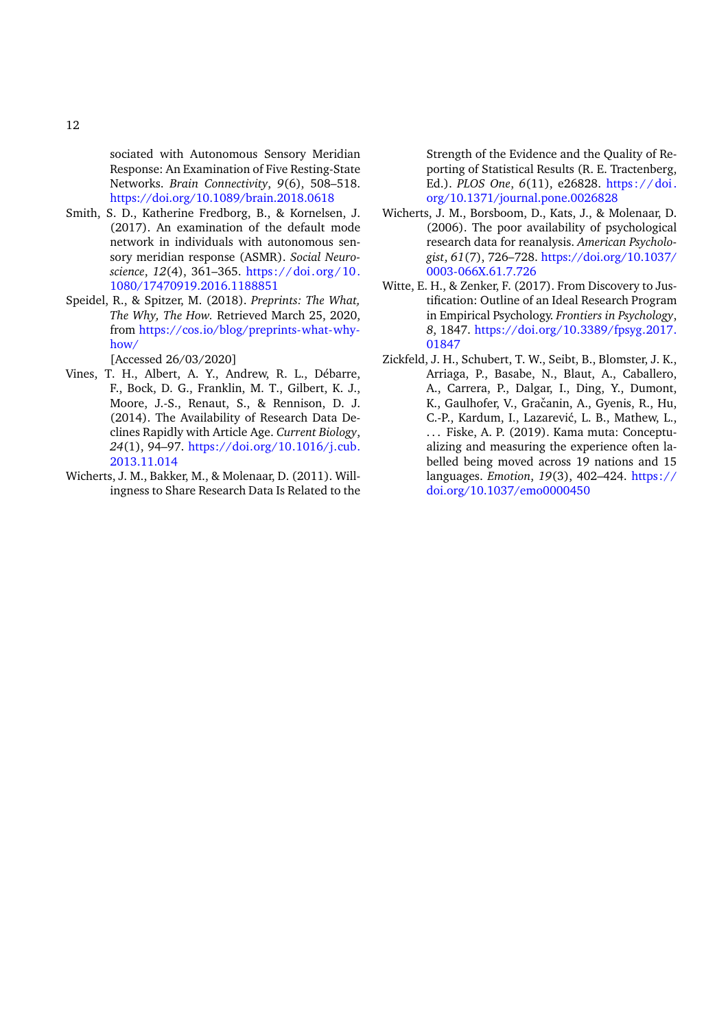sociated with Autonomous Sensory Meridian Response: An Examination of Five Resting-State Networks. *Brain Connectivity*, *9*(6), 508–518. https://doi.org/10.1089/brain.2018.0618

Smith, S. D., Katherine Fredborg, B., & Kornelsen, J. (2017). An examination of the default mode network in individuals with autonomous sensory meridian response (ASMR). *Social Neuroscience*, *12*(4), 361–365. https://doi.org/10.1080/17470919.2016.1188851

Speidel, R., & Spitzer, M. (2018). *Preprints: The What, The Why, The How.* Retrieved March 25, 2020, from https://cos.io/blog/preprints-what-why-how/
[Accessed 26/03/2020]

Vines, T. H., Albert, A. Y., Andrew, R. L., Débarre, F., Bock, D. G., Franklin, M. T., Gilbert, K. J., Moore, J.-S., Renaut, S., & Rennison, D. J. (2014). The Availability of Research Data Declines Rapidly with Article Age. *Current Biology*, *24*(1), 94–97. https://doi.org/10.1016/j.cub.2013.11.014

Wicherts, J. M., Bakker, M., & Molenaar, D. (2011). Willingness to Share Research Data Is Related to the Strength of the Evidence and the Quality of Reporting of Statistical Results (R. E. Tractenberg, Ed.). *PLOS One*, *6*(11), e26828. https://doi.org/10.1371/journal.pone.0026828

Wicherts, J. M., Borsboom, D., Kats, J., & Molenaar, D. (2006). The poor availability of psychological research data for reanalysis. *American Psychologist*, *61*(7), 726–728. https://doi.org/10.1037/0003-066X.61.7.726

Witte, E. H., & Zenker, F. (2017). From Discovery to Justification: Outline of an Ideal Research Program in Empirical Psychology. *Frontiers in Psychology*, *8*, 1847. https://doi.org/10.3389/fpsyg.2017.01847

Zickfeld, J. H., Schubert, T. W., Seibt, B., Blomster, J. K., Arriaga, P., Basabe, N., Blaut, A., Caballero, A., Carrera, P., Dalgar, I., Ding, Y., Dumont, K., Gaulhofer, V., Gračanin, A., Gyenis, R., Hu, C.-P., Kardum, I., Lazarević, L. B., Mathew, L., . . . Fiske, A. P. (2019). Kama muta: Conceptualizing and measuring the experience often labelled being moved across 19 nations and 15 languages. *Emotion*, *19*(3), 402–424. https://doi.org/10.1037/emo0000450